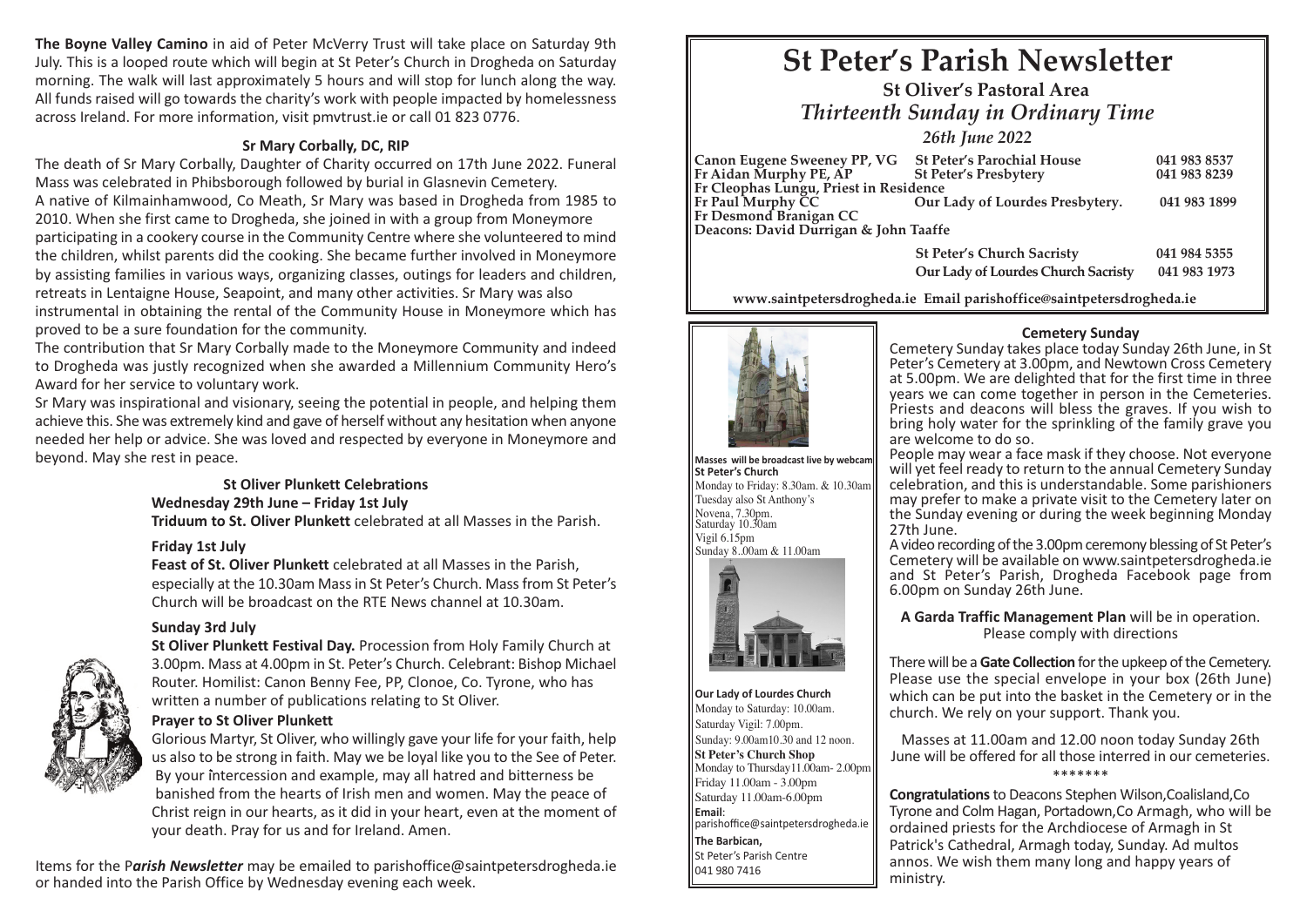# St Peter's Parish Newsletter

## St Oliver's Pastoral Area

### *Thirteenth Sunday in Ordinary Time*

*26th June 2022*

| | | |
|---|---|---|
| **Canon Eugene Sweeney PP, VG** | **St Peter's Parochial House** | **041 983 8537** |
| **Fr Aidan Murphy PE, AP** | **St Peter's Presbytery** | **041 983 8239** |
| **Fr Cleophas Lungu, Priest in Residence** | | |
| **Fr Paul Murphy CC** | **Our Lady of Lourdes Presbytery.** | **041 983 1899** |
| **Fr Desmond Branigan CC** | | |
| **Deacons: David Durrigan & John Taaffe** | | |
| | **St Peter's Church Sacristy** | **041 984 5355** |
| | **Our Lady of Lourdes Church Sacristy** | **041 983 1973** |

**www.saintpetersdrogheda.ie Email parishoffice@saintpetersdrogheda.ie**

**Masses will be broadcast live by webcam**

**St Peter's Church**
Monday to Friday: 8.30am. & 10.30am
Tuesday also St Anthony's Novena, 7.30pm.
Saturday 10.30am
Vigil 6.15pm
Sunday 8..00am & 11.00am

**Our Lady of Lourdes Church**
Monday to Saturday: 10.00am.
Saturday Vigil: 7.00pm.
Sunday: 9.00am10.30 and 12 noon.

**St Peter's Church Shop**
Monday to Thursday11.00am- 2.00pm
Friday 11.00am - 3.00pm
Saturday 11.00am-6.00pm

**Email**:
parishoffice@saintpetersdrogheda.ie

**The Barbican,**
St Peter's Parish Centre
041 980 7416

### Cemetery Sunday

Cemetery Sunday takes place today Sunday 26th June, in St Peter's Cemetery at 3.00pm, and Newtown Cross Cemetery at 5.00pm. We are delighted that for the first time in three years we can come together in person in the Cemeteries. Priests and deacons will bless the graves. If you wish to bring holy water for the sprinkling of the family grave you are welcome to do so.

People may wear a face mask if they choose. Not everyone will yet feel ready to return to the annual Cemetery Sunday celebration, and this is understandable. Some parishioners may prefer to make a private visit to the Cemetery later on the Sunday evening or during the week beginning Monday 27th June.

A video recording of the 3.00pm ceremony blessing of St Peter's Cemetery will be available on www.saintpetersdrogheda.ie and St Peter's Parish, Drogheda Facebook page from 6.00pm on Sunday 26th June.

**A Garda Traffic Management Plan** will be in operation. Please comply with directions

There will be a **Gate Collection** for the upkeep of the Cemetery. Please use the special envelope in your box (26th June) which can be put into the basket in the Cemetery or in the church. We rely on your support. Thank you.

Masses at 11.00am and 12.00 noon today Sunday 26th June will be offered for all those interred in our cemeteries.

\*\*\*\*\*\*\*

**Congratulations** to Deacons Stephen Wilson,Coalisland,Co Tyrone and Colm Hagan, Portadown,Co Armagh, who will be ordained priests for the Archdiocese of Armagh in St Patrick's Cathedral, Armagh today, Sunday. Ad multos annos. We wish them many long and happy years of ministry.

**The Boyne Valley Camino** in aid of Peter McVerry Trust will take place on Saturday 9th July. This is a looped route which will begin at St Peter's Church in Drogheda on Saturday morning. The walk will last approximately 5 hours and will stop for lunch along the way. All funds raised will go towards the charity's work with people impacted by homelessness across Ireland. For more information, visit pmvtrust.ie or call 01 823 0776.

### Sr Mary Corbally, DC, RIP

The death of Sr Mary Corbally, Daughter of Charity occurred on 17th June 2022. Funeral Mass was celebrated in Phibsborough followed by burial in Glasnevin Cemetery.

A native of Kilmainhamwood, Co Meath, Sr Mary was based in Drogheda from 1985 to 2010. When she first came to Drogheda, she joined in with a group from Moneymore participating in a cookery course in the Community Centre where she volunteered to mind the children, whilst parents did the cooking. She became further involved in Moneymore by assisting families in various ways, organizing classes, outings for leaders and children, retreats in Lentaigne House, Seapoint, and many other activities. Sr Mary was also instrumental in obtaining the rental of the Community House in Moneymore which has proved to be a sure foundation for the community.

The contribution that Sr Mary Corbally made to the Moneymore Community and indeed to Drogheda was justly recognized when she awarded a Millennium Community Hero's Award for her service to voluntary work.

Sr Mary was inspirational and visionary, seeing the potential in people, and helping them achieve this. She was extremely kind and gave of herself without any hesitation when anyone needed her help or advice. She was loved and respected by everyone in Moneymore and beyond. May she rest in peace.

### St Oliver Plunkett Celebrations

**Wednesday 29th June – Friday 1st July**

**Triduum to St. Oliver Plunkett** celebrated at all Masses in the Parish.

**Friday 1st July**

**Feast of St. Oliver Plunkett** celebrated at all Masses in the Parish, especially at the 10.30am Mass in St Peter's Church. Mass from St Peter's Church will be broadcast on the RTE News channel at 10.30am.

**Sunday 3rd July**

**St Oliver Plunkett Festival Day.** Procession from Holy Family Church at 3.00pm. Mass at 4.00pm in St. Peter's Church. Celebrant: Bishop Michael Router. Homilist: Canon Benny Fee, PP, Clonoe, Co. Tyrone, who has written a number of publications relating to St Oliver.

**Prayer to St Oliver Plunkett**

Glorious Martyr, St Oliver, who willingly gave your life for your faith, help us also to be strong in faith. May we be loyal like you to the See of Peter. By your intercession and example, may all hatred and bitterness be banished from the hearts of Irish men and women. May the peace of Christ reign in our hearts, as it did in your heart, even at the moment of your death. Pray for us and for Ireland. Amen.

Items for the P***arish Newsletter*** may be emailed to parishoffice@saintpetersdrogheda.ie or handed into the Parish Office by Wednesday evening each week.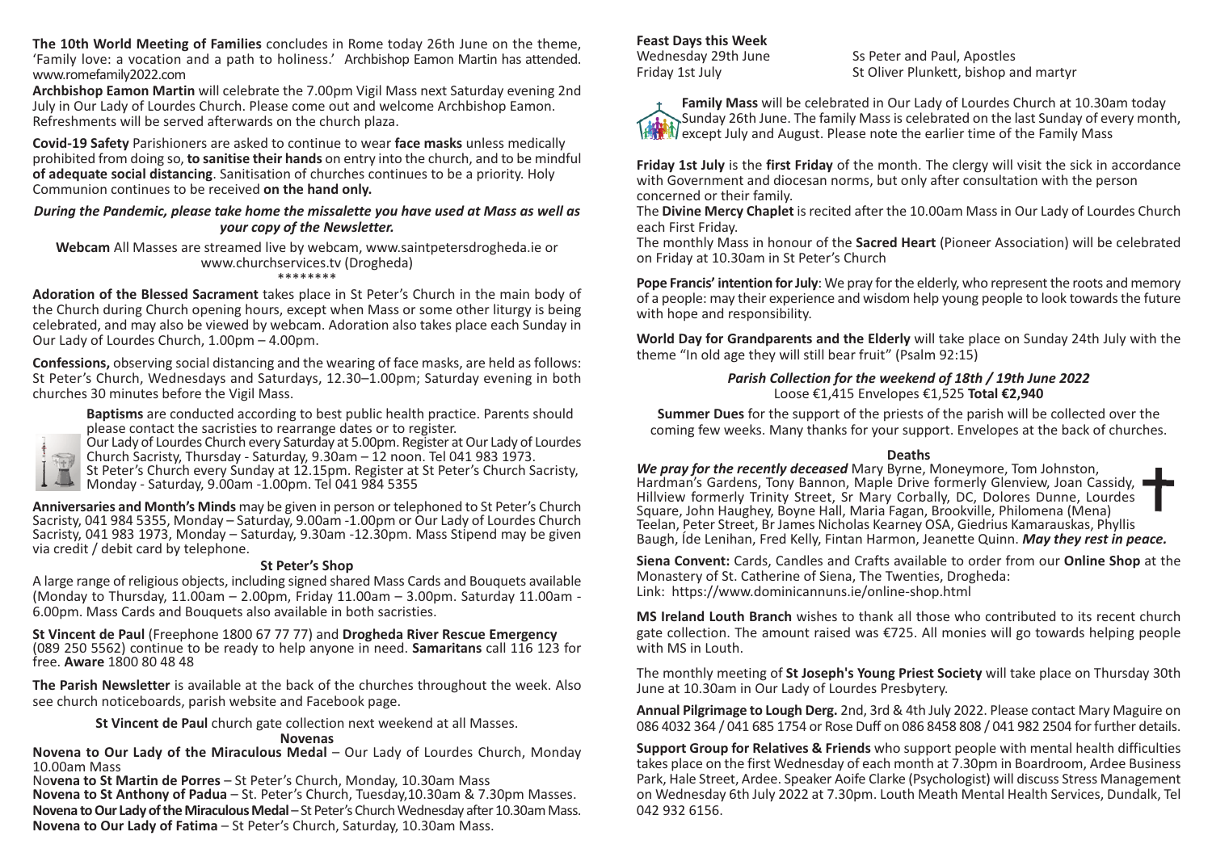**The 10th World Meeting of Families** concludes in Rome today 26th June on the theme, 'Family love: a vocation and a path to holiness.' Archbishop Eamon Martin has attended. www.romefamily2022.com

**Archbishop Eamon Martin** will celebrate the 7.00pm Vigil Mass next Saturday evening 2nd July in Our Lady of Lourdes Church. Please come out and welcome Archbishop Eamon. Refreshments will be served afterwards on the church plaza.

**Covid-19 Safety** Parishioners are asked to continue to wear **face masks** unless medically prohibited from doing so, **to sanitise their hands** on entry into the church, and to be mindful **of adequate social distancing**. Sanitisation of churches continues to be a priority. Holy Communion continues to be received **on the hand only.**

***During the Pandemic, please take home the missalette you have used at Mass as well as your copy of the Newsletter.***

**Webcam** All Masses are streamed live by webcam, www.saintpetersdrogheda.ie or www.churchservices.tv (Drogheda)

********

**Adoration of the Blessed Sacrament** takes place in St Peter's Church in the main body of the Church during Church opening hours, except when Mass or some other liturgy is being celebrated, and may also be viewed by webcam. Adoration also takes place each Sunday in Our Lady of Lourdes Church, 1.00pm – 4.00pm.

**Confessions,** observing social distancing and the wearing of face masks, are held as follows: St Peter's Church, Wednesdays and Saturdays, 12.30–1.00pm; Saturday evening in both churches 30 minutes before the Vigil Mass.

**Baptisms** are conducted according to best public health practice. Parents should please contact the sacristies to rearrange dates or to register.
Our Lady of Lourdes Church every Saturday at 5.00pm. Register at Our Lady of Lourdes Church Sacristy, Thursday - Saturday, 9.30am – 12 noon. Tel 041 983 1973.
St Peter's Church every Sunday at 12.15pm. Register at St Peter's Church Sacristy, Monday - Saturday, 9.00am -1.00pm. Tel 041 984 5355

**Anniversaries and Month's Minds** may be given in person or telephoned to St Peter's Church Sacristy, 041 984 5355, Monday – Saturday, 9.00am -1.00pm or Our Lady of Lourdes Church Sacristy, 041 983 1973, Monday – Saturday, 9.30am -12.30pm. Mass Stipend may be given via credit / debit card by telephone.

**St Peter's Shop**

A large range of religious objects, including signed shared Mass Cards and Bouquets available (Monday to Thursday, 11.00am – 2.00pm, Friday 11.00am – 3.00pm. Saturday 11.00am - 6.00pm. Mass Cards and Bouquets also available in both sacristies.

**St Vincent de Paul** (Freephone 1800 67 77 77) and **Drogheda River Rescue Emergency** (089 250 5562) continue to be ready to help anyone in need. **Samaritans** call 116 123 for free. **Aware** 1800 80 48 48

**The Parish Newsletter** is available at the back of the churches throughout the week. Also see church noticeboards, parish website and Facebook page.

**St Vincent de Paul** church gate collection next weekend at all Masses.

**Novenas**

**Novena to Our Lady of the Miraculous Medal** – Our Lady of Lourdes Church, Monday 10.00am Mass
**Novena to St Martin de Porres** – St Peter's Church, Monday, 10.30am Mass
**Novena to St Anthony of Padua** – St. Peter's Church, Tuesday,10.30am & 7.30pm Masses.
**Novena to Our Lady of the Miraculous Medal** – St Peter's Church Wednesday after 10.30am Mass.
**Novena to Our Lady of Fatima** – St Peter's Church, Saturday, 10.30am Mass.

**Feast Days this Week**

| | |
|---|---|
| Wednesday 29th June | Ss Peter and Paul, Apostles |
| Friday 1st July | St Oliver Plunkett, bishop and martyr |

**Family Mass** will be celebrated in Our Lady of Lourdes Church at 10.30am today Sunday 26th June. The family Mass is celebrated on the last Sunday of every month, except July and August. Please note the earlier time of the Family Mass

**Friday 1st July** is the **first Friday** of the month. The clergy will visit the sick in accordance with Government and diocesan norms, but only after consultation with the person concerned or their family.
The **Divine Mercy Chaplet** is recited after the 10.00am Mass in Our Lady of Lourdes Church each First Friday.
The monthly Mass in honour of the **Sacred Heart** (Pioneer Association) will be celebrated on Friday at 10.30am in St Peter's Church

**Pope Francis' intention for July**: We pray for the elderly, who represent the roots and memory of a people: may their experience and wisdom help young people to look towards the future with hope and responsibility.

**World Day for Grandparents and the Elderly** will take place on Sunday 24th July with the theme "In old age they will still bear fruit" (Psalm 92:15)

***Parish Collection for the weekend of 18th / 19th June 2022***
Loose €1,415 Envelopes €1,525 **Total €2,940**

**Summer Dues** for the support of the priests of the parish will be collected over the coming few weeks. Many thanks for your support. Envelopes at the back of churches.

**Deaths**

***We pray for the recently deceased*** Mary Byrne, Moneymore, Tom Johnston, Hardman's Gardens, Tony Bannon, Maple Drive formerly Glenview, Joan Cassidy, Hillview formerly Trinity Street, Sr Mary Corbally, DC, Dolores Dunne, Lourdes Square, John Haughey, Boyne Hall, Maria Fagan, Brookville, Philomena (Mena) Teelan, Peter Street, Br James Nicholas Kearney OSA, Giedrius Kamarauskas, Phyllis Baugh, Íde Lenihan, Fred Kelly, Fintan Harmon, Jeanette Quinn. ***May they rest in peace.***

**Siena Convent:** Cards, Candles and Crafts available to order from our **Online Shop** at the Monastery of St. Catherine of Siena, The Twenties, Drogheda:
Link: https://www.dominicannuns.ie/online-shop.html

**MS Ireland Louth Branch** wishes to thank all those who contributed to its recent church gate collection. The amount raised was €725. All monies will go towards helping people with MS in Louth.

The monthly meeting of **St Joseph's Young Priest Society** will take place on Thursday 30th June at 10.30am in Our Lady of Lourdes Presbytery.

**Annual Pilgrimage to Lough Derg.** 2nd, 3rd & 4th July 2022. Please contact Mary Maguire on 086 4032 364 / 041 685 1754 or Rose Duff on 086 8458 808 / 041 982 2504 for further details.

**Support Group for Relatives & Friends** who support people with mental health difficulties takes place on the first Wednesday of each month at 7.30pm in Boardroom, Ardee Business Park, Hale Street, Ardee. Speaker Aoife Clarke (Psychologist) will discuss Stress Management on Wednesday 6th July 2022 at 7.30pm. Louth Meath Mental Health Services, Dundalk, Tel 042 932 6156.